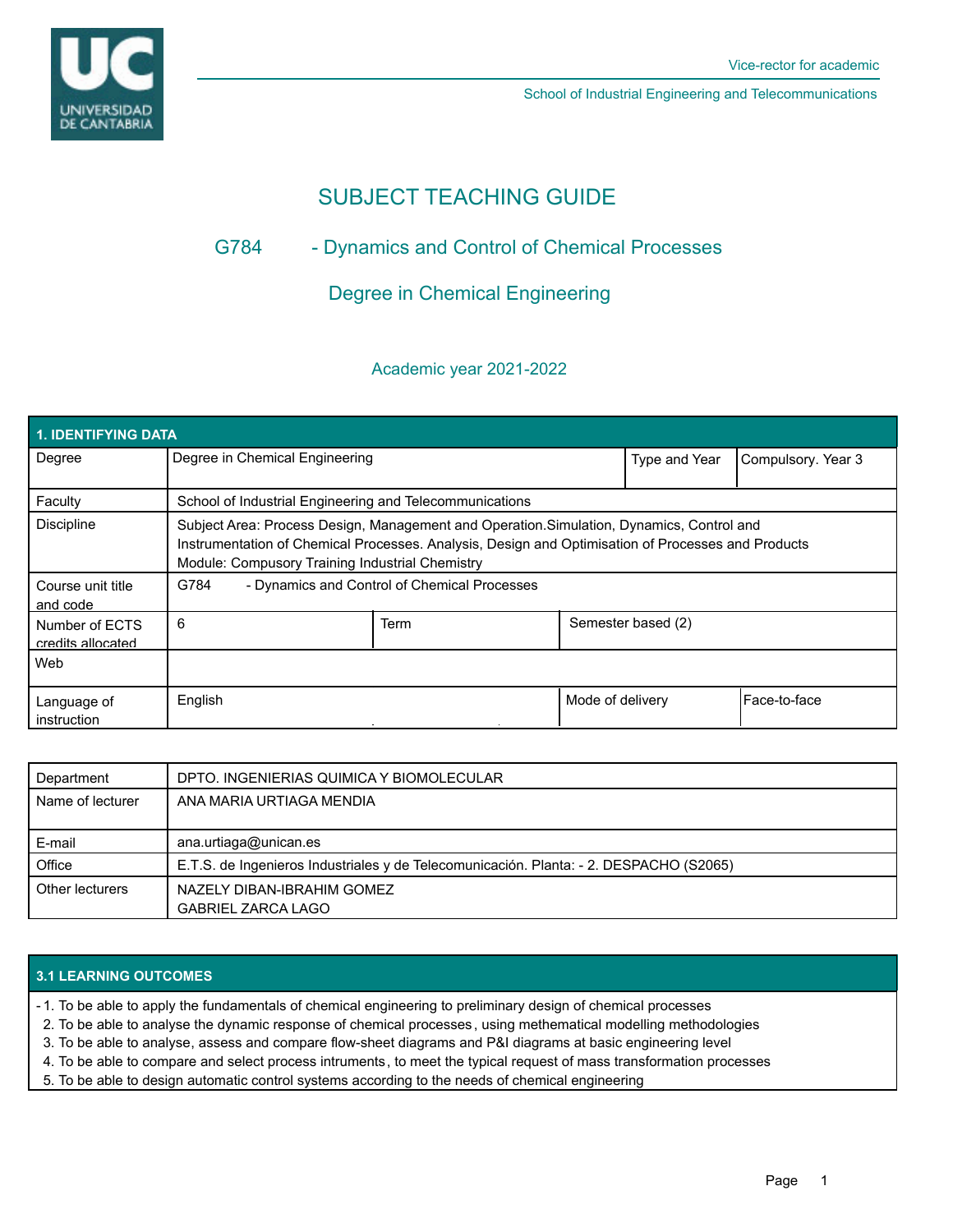Vice-rector for academic

School of Industrial Engineering and Telecommunications

# SUBJECT TEACHING GUIDE

## G784 - Dynamics and Control of Chemical Processes

## Degree in Chemical Engineering

Academic year 2021-2022

| 1. IDENTIFYING DATA | | | |
|---|---|---|---|
| Degree | Degree in Chemical Engineering | Type and Year | Compulsory. Year 3 |
| Faculty | School of Industrial Engineering and Telecommunications | | |
| Discipline | Subject Area: Process Design, Management and Operation.Simulation, Dynamics, Control and Instrumentation of Chemical Processes. Analysis, Design and Optimisation of Processes and Products<br>Module: Compusory Training Industrial Chemistry | | |
| Course unit title and code | G784 - Dynamics and Control of Chemical Processes | | |
| Number of ECTS credits allocated | 6 | Term | Semester based (2) |
| Web | | | |
| Language of instruction | English | Mode of delivery | Face-to-face |

| | |
|---|---|
| Department | DPTO. INGENIERIAS QUIMICA Y BIOMOLECULAR |
| Name of lecturer | ANA MARIA URTIAGA MENDIA |
| E-mail | ana.urtiaga@unican.es |
| Office | E.T.S. de Ingenieros Industriales y de Telecomunicación. Planta: - 2. DESPACHO (S2065) |
| Other lecturers | NAZELY DIBAN-IBRAHIM GOMEZ<br>GABRIEL ZARCA LAGO |

### 3.1 LEARNING OUTCOMES

- 1. To be able to apply the fundamentals of chemical engineering to preliminary design of chemical processes
  2. To be able to analyse the dynamic response of chemical processes, using methematical modelling methodologies
  3. To be able to analyse, assess and compare flow-sheet diagrams and P&I diagrams at basic engineering level
  4. To be able to compare and select process intruments, to meet the typical request of mass transformation processes
  5. To be able to design automatic control systems according to the needs of chemical engineering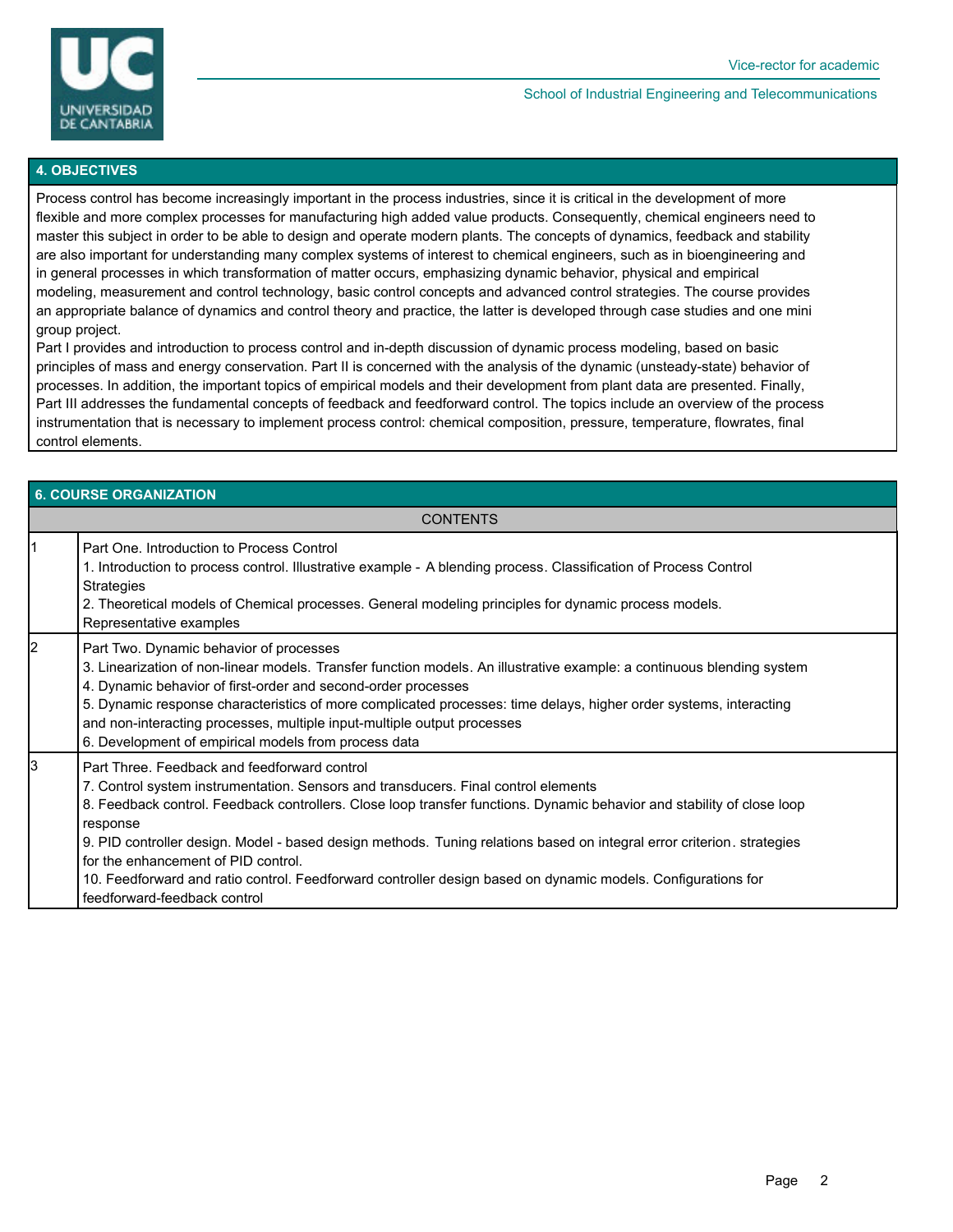## 4. OBJECTIVES

Process control has become increasingly important in the process industries, since it is critical in the development of more flexible and more complex processes for manufacturing high added value products. Consequently, chemical engineers need to master this subject in order to be able to design and operate modern plants. The concepts of dynamics, feedback and stability are also important for understanding many complex systems of interest to chemical engineers, such as in bioengineering and in general processes in which transformation of matter occurs, emphasizing dynamic behavior, physical and empirical modeling, measurement and control technology, basic control concepts and advanced control strategies. The course provides an appropriate balance of dynamics and control theory and practice, the latter is developed through case studies and one mini group project.

Part I provides and introduction to process control and in-depth discussion of dynamic process modeling, based on basic principles of mass and energy conservation. Part II is concerned with the analysis of the dynamic (unsteady-state) behavior of processes. In addition, the important topics of empirical models and their development from plant data are presented. Finally, Part III addresses the fundamental concepts of feedback and feedforward control. The topics include an overview of the process instrumentation that is necessary to implement process control: chemical composition, pressure, temperature, flowrates, final control elements.

## 6. COURSE ORGANIZATION

| | CONTENTS |
|---|---|
| 1 | Part One. Introduction to Process Control<br>1. Introduction to process control. Illustrative example - A blending process. Classification of Process Control Strategies<br>2. Theoretical models of Chemical processes. General modeling principles for dynamic process models. Representative examples |
| 2 | Part Two. Dynamic behavior of processes<br>3. Linearization of non-linear models. Transfer function models. An illustrative example: a continuous blending system<br>4. Dynamic behavior of first-order and second-order processes<br>5. Dynamic response characteristics of more complicated processes: time delays, higher order systems, interacting and non-interacting processes, multiple input-multiple output processes<br>6. Development of empirical models from process data |
| 3 | Part Three. Feedback and feedforward control<br>7. Control system instrumentation. Sensors and transducers. Final control elements<br>8. Feedback control. Feedback controllers. Close loop transfer functions. Dynamic behavior and stability of close loop response<br>9. PID controller design. Model - based design methods. Tuning relations based on integral error criterion. strategies for the enhancement of PID control.<br>10. Feedforward and ratio control. Feedforward controller design based on dynamic models. Configurations for feedforward-feedback control |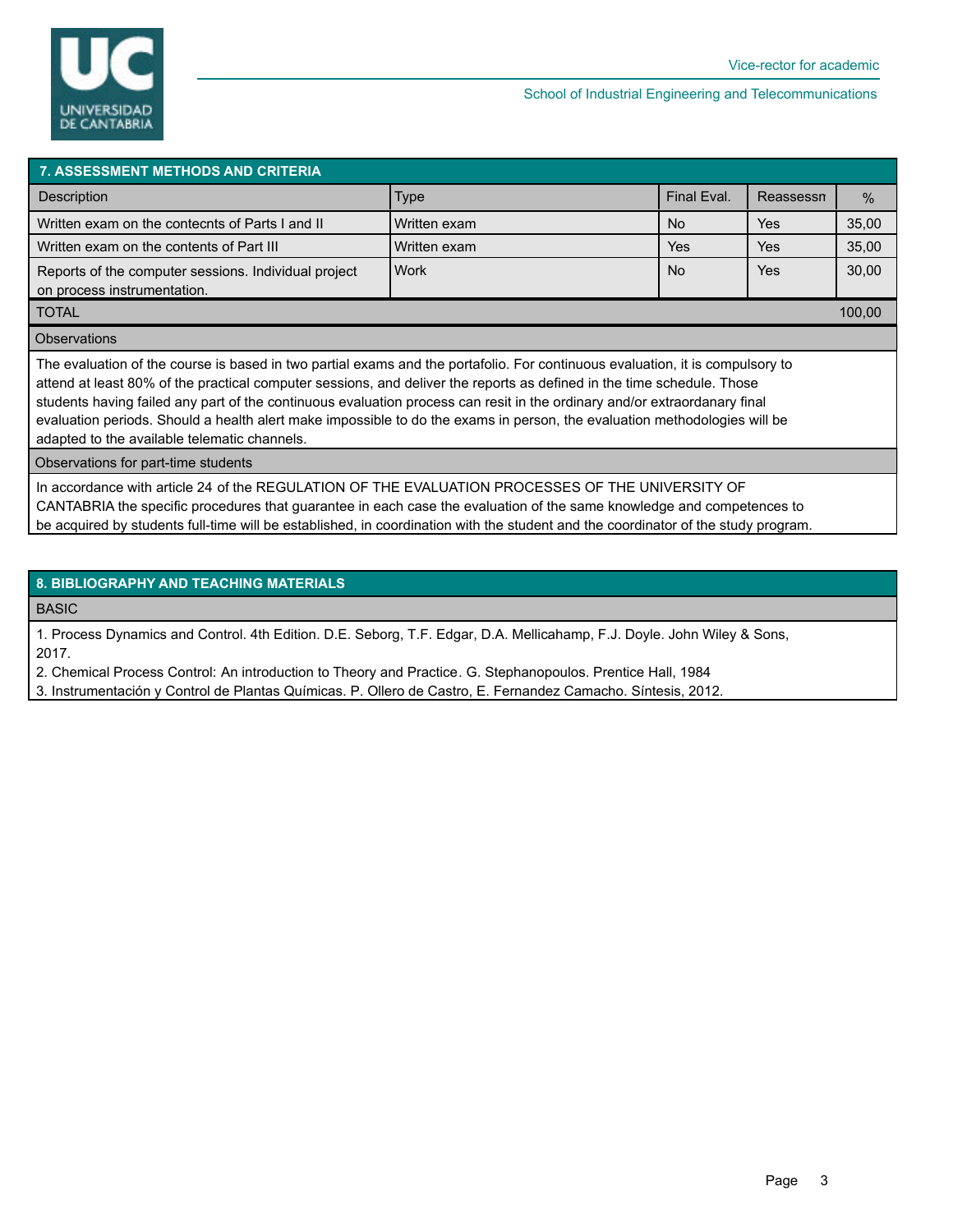## 7. ASSESSMENT METHODS AND CRITERIA

| Description | Type | Final Eval. | Reassessn | % |
|---|---|---|---|---|
| Written exam on the contecnts of Parts I and II | Written exam | No | Yes | 35,00 |
| Written exam on the contents of Part III | Written exam | Yes | Yes | 35,00 |
| Reports of the computer sessions. Individual project on process instrumentation. | Work | No | Yes | 30,00 |
| TOTAL | | | | 100,00 |

**Observations**

The evaluation of the course is based in two partial exams and the portafolio. For continuous evaluation, it is compulsory to attend at least 80% of the practical computer sessions, and deliver the reports as defined in the time schedule. Those students having failed any part of the continuous evaluation process can resit in the ordinary and/or extraordanary final evaluation periods. Should a health alert make impossible to do the exams in person, the evaluation methodologies will be adapted to the available telematic channels.

**Observations for part-time students**

In accordance with article 24 of the REGULATION OF THE EVALUATION PROCESSES OF THE UNIVERSITY OF CANTABRIA the specific procedures that guarantee in each case the evaluation of the same knowledge and competences to be acquired by students full-time will be established, in coordination with the student and the coordinator of the study program.

## 8. BIBLIOGRAPHY AND TEACHING MATERIALS

**BASIC**

1. Process Dynamics and Control. 4th Edition. D.E. Seborg, T.F. Edgar, D.A. Mellicahamp, F.J. Doyle. John Wiley & Sons, 2017.
2. Chemical Process Control: An introduction to Theory and Practice. G. Stephanopoulos. Prentice Hall, 1984
3. Instrumentación y Control de Plantas Químicas. P. Ollero de Castro, E. Fernandez Camacho. Síntesis, 2012.